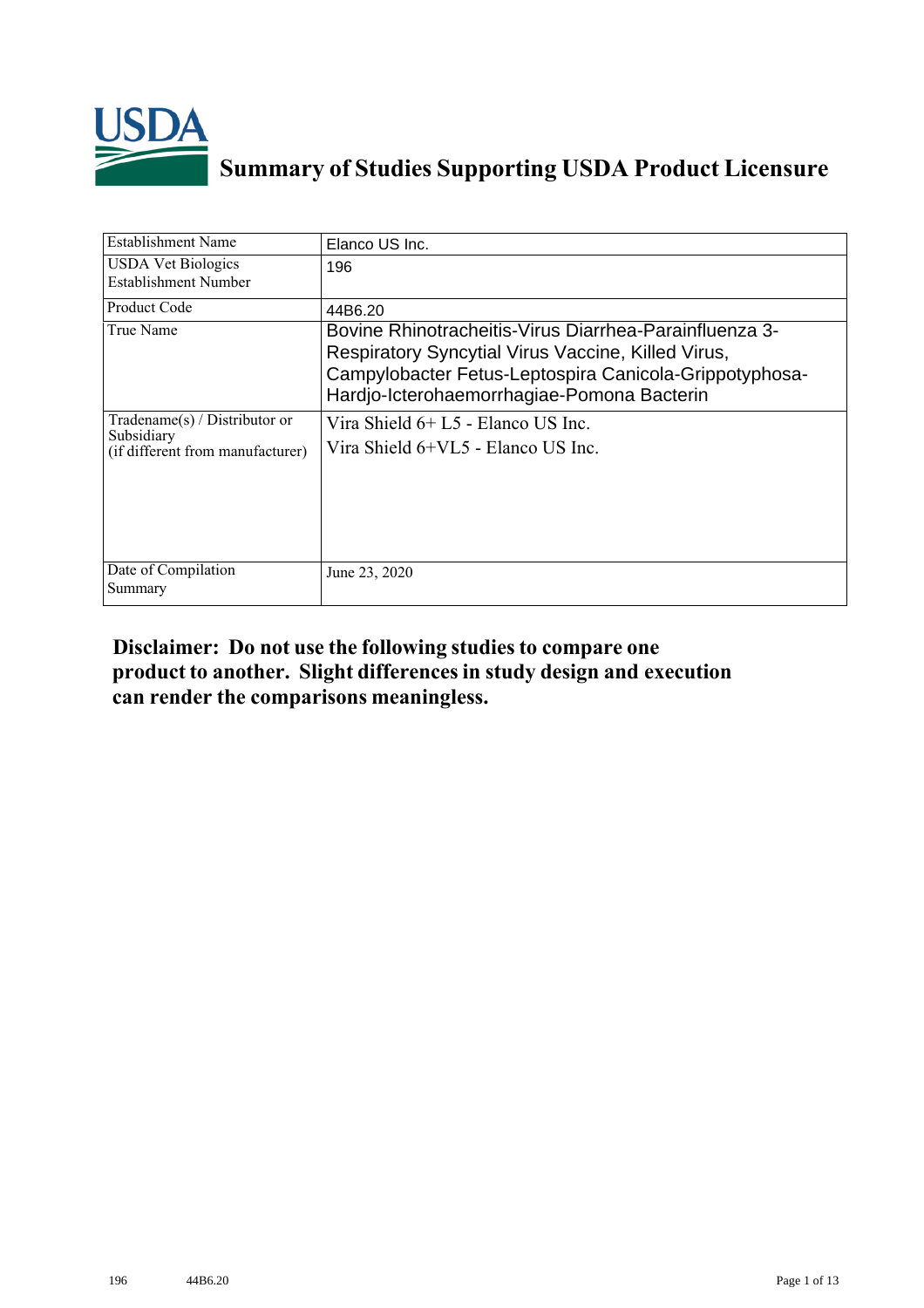# Summary of Studies Supporting USDA Product Licensure

| Establishment Name | Elanco US Inc. |
|---|---|
| USDA Vet Biologics Establishment Number | 196 |
| Product Code | 44B6.20 |
| True Name | Bovine Rhinotracheitis-Virus Diarrhea-Parainfluenza 3-Respiratory Syncytial Virus Vaccine, Killed Virus, Campylobacter Fetus-Leptospira Canicola-Grippotyphosa-Hardjo-Icterohaemorrhagiae-Pomona Bacterin |
| Tradename(s) / Distributor or Subsidiary (if different from manufacturer) | Vira Shield 6+ L5 - Elanco US Inc.<br>Vira Shield 6+VL5 - Elanco US Inc. |
| Date of Compilation Summary | June 23, 2020 |

**Disclaimer: Do not use the following studies to compare one product to another. Slight differences in study design and execution can render the comparisons meaningless.**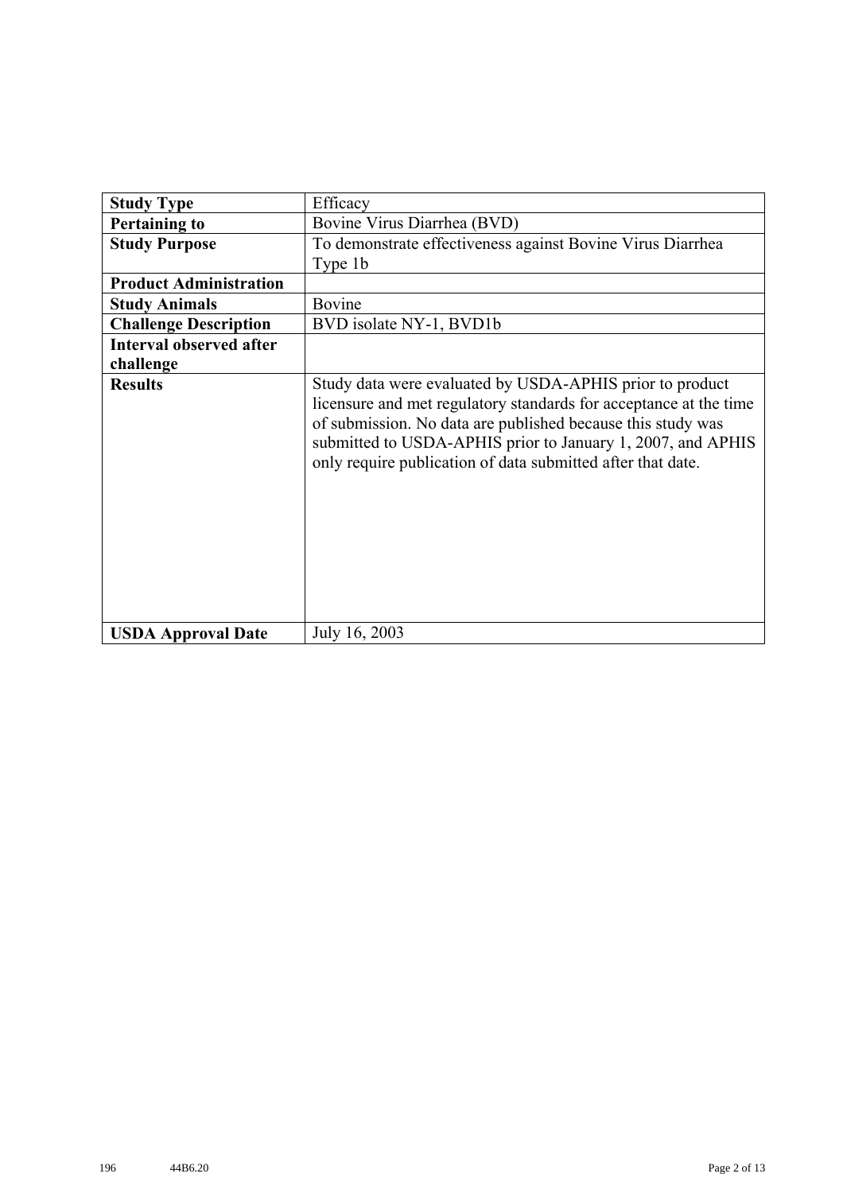| **Study Type** | Efficacy |
|---|---|
| **Pertaining to** | Bovine Virus Diarrhea (BVD) |
| **Study Purpose** | To demonstrate effectiveness against Bovine Virus Diarrhea Type 1b |
| **Product Administration** | |
| **Study Animals** | Bovine |
| **Challenge Description** | BVD isolate NY-1, BVD1b |
| **Interval observed after challenge** | |
| **Results** | Study data were evaluated by USDA-APHIS prior to product licensure and met regulatory standards for acceptance at the time of submission. No data are published because this study was submitted to USDA-APHIS prior to January 1, 2007, and APHIS only require publication of data submitted after that date. |
| **USDA Approval Date** | July 16, 2003 |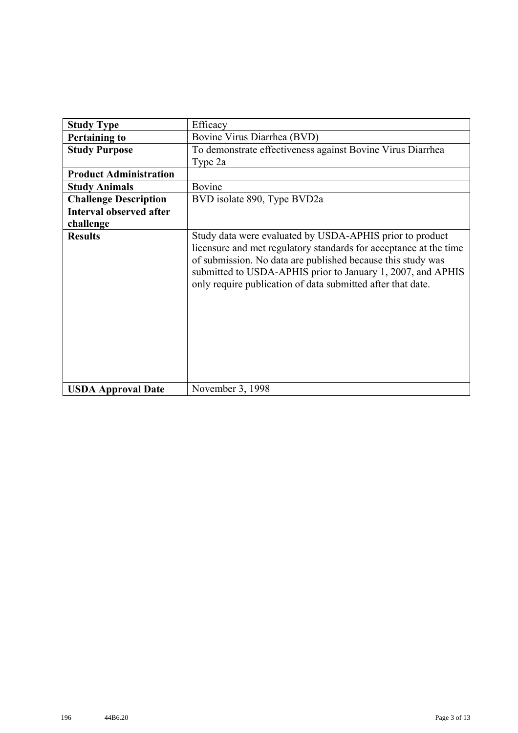| **Study Type** | Efficacy |
|---|---|
| **Pertaining to** | Bovine Virus Diarrhea (BVD) |
| **Study Purpose** | To demonstrate effectiveness against Bovine Virus Diarrhea Type 2a |
| **Product Administration** | |
| **Study Animals** | Bovine |
| **Challenge Description** | BVD isolate 890, Type BVD2a |
| **Interval observed after challenge** | |
| **Results** | Study data were evaluated by USDA-APHIS prior to product licensure and met regulatory standards for acceptance at the time of submission. No data are published because this study was submitted to USDA-APHIS prior to January 1, 2007, and APHIS only require publication of data submitted after that date. |
| **USDA Approval Date** | November 3, 1998 |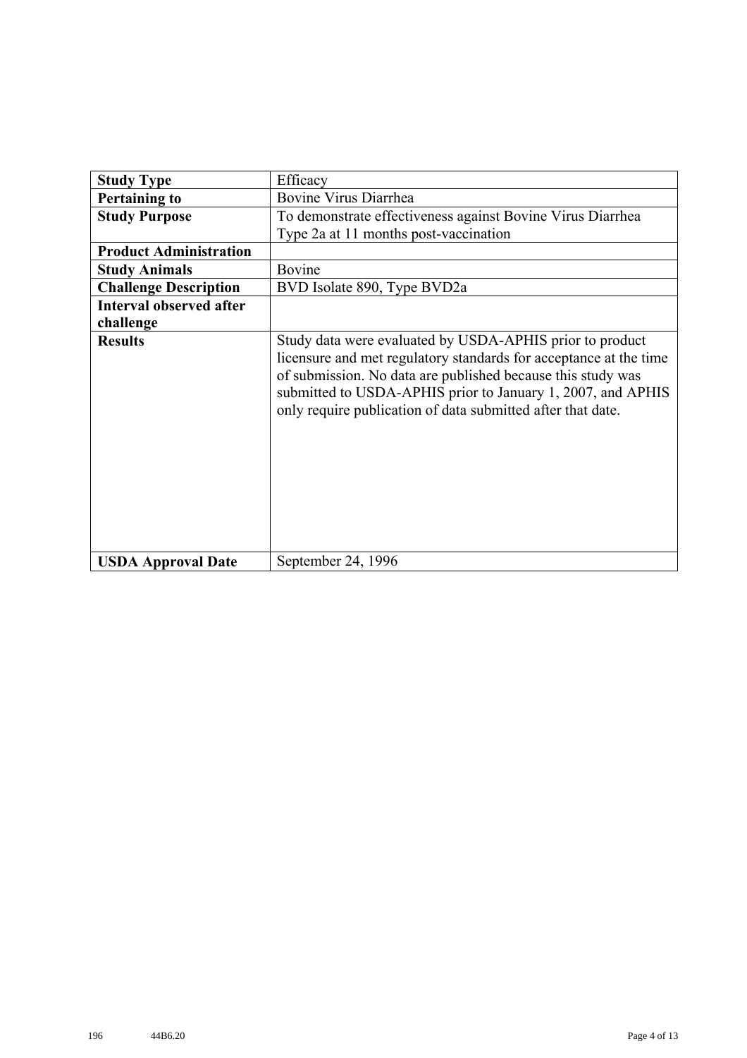| | |
|---|---|
| **Study Type** | Efficacy |
| **Pertaining to** | Bovine Virus Diarrhea |
| **Study Purpose** | To demonstrate effectiveness against Bovine Virus Diarrhea Type 2a at 11 months post-vaccination |
| **Product Administration** | |
| **Study Animals** | Bovine |
| **Challenge Description** | BVD Isolate 890, Type BVD2a |
| **Interval observed after challenge** | |
| **Results** | Study data were evaluated by USDA-APHIS prior to product licensure and met regulatory standards for acceptance at the time of submission. No data are published because this study was submitted to USDA-APHIS prior to January 1, 2007, and APHIS only require publication of data submitted after that date. |
| **USDA Approval Date** | September 24, 1996 |

196 44B6.20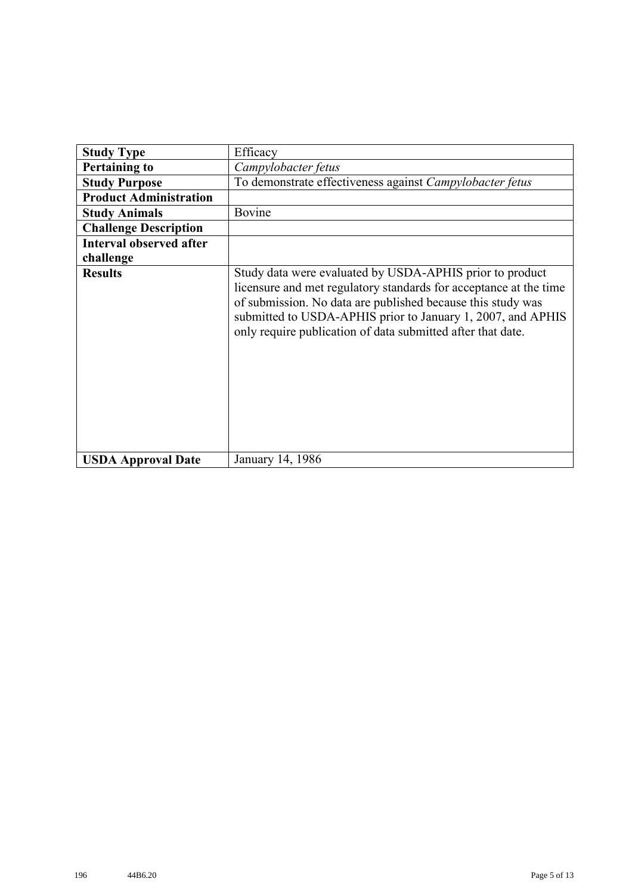| Study Type | Efficacy |
|---|---|
| **Pertaining to** | *Campylobacter fetus* |
| **Study Purpose** | To demonstrate effectiveness against *Campylobacter fetus* |
| **Product Administration** | |
| **Study Animals** | Bovine |
| **Challenge Description** | |
| **Interval observed after challenge** | |
| **Results** | Study data were evaluated by USDA-APHIS prior to product licensure and met regulatory standards for acceptance at the time of submission. No data are published because this study was submitted to USDA-APHIS prior to January 1, 2007, and APHIS only require publication of data submitted after that date. |
| **USDA Approval Date** | January 14, 1986 |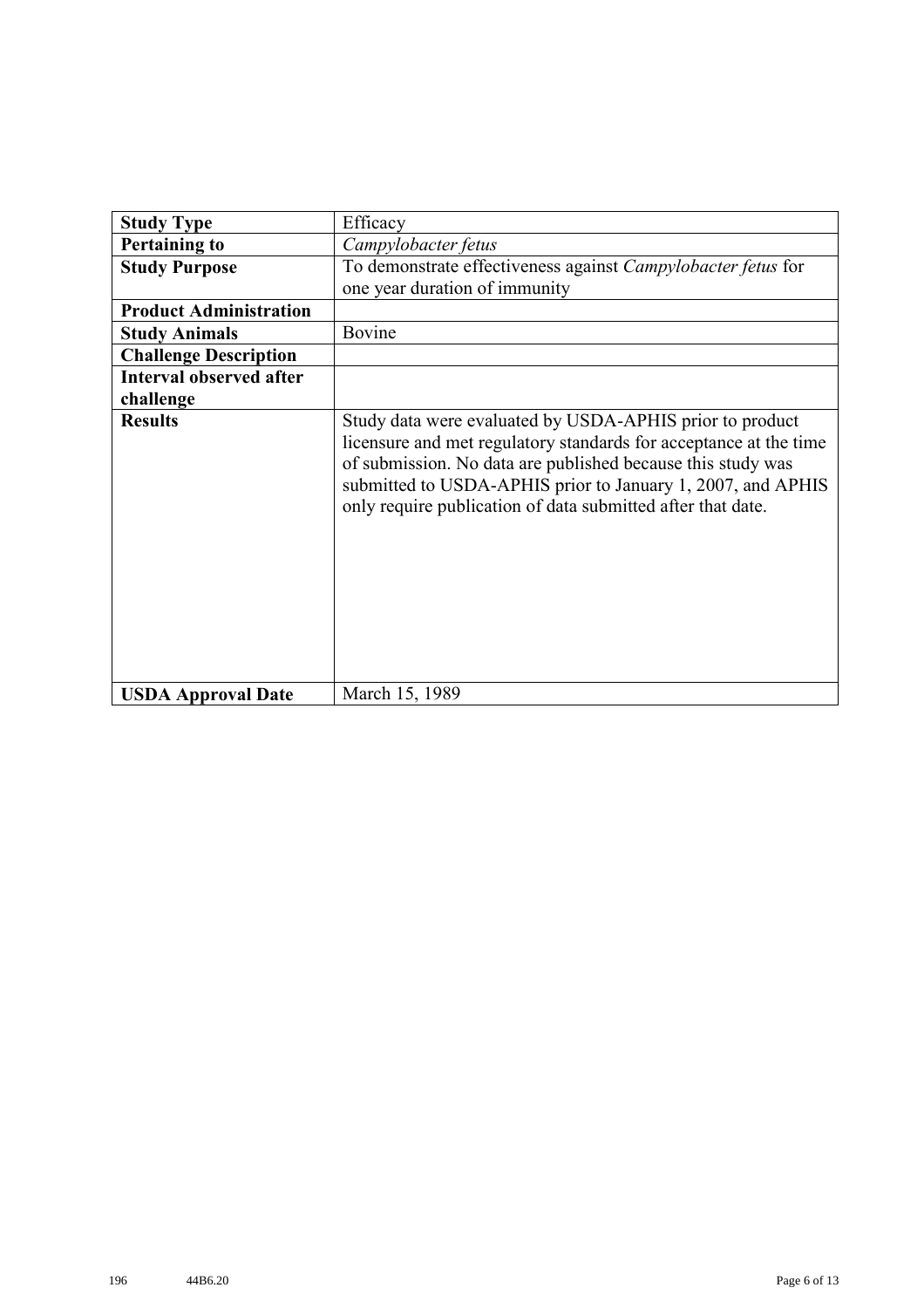| **Study Type** | Efficacy |
|---|---|
| **Pertaining to** | *Campylobacter fetus* |
| **Study Purpose** | To demonstrate effectiveness against *Campylobacter fetus* for one year duration of immunity |
| **Product Administration** | |
| **Study Animals** | Bovine |
| **Challenge Description** | |
| **Interval observed after challenge** | |
| **Results** | Study data were evaluated by USDA-APHIS prior to product licensure and met regulatory standards for acceptance at the time of submission. No data are published because this study was submitted to USDA-APHIS prior to January 1, 2007, and APHIS only require publication of data submitted after that date. |
| **USDA Approval Date** | March 15, 1989 |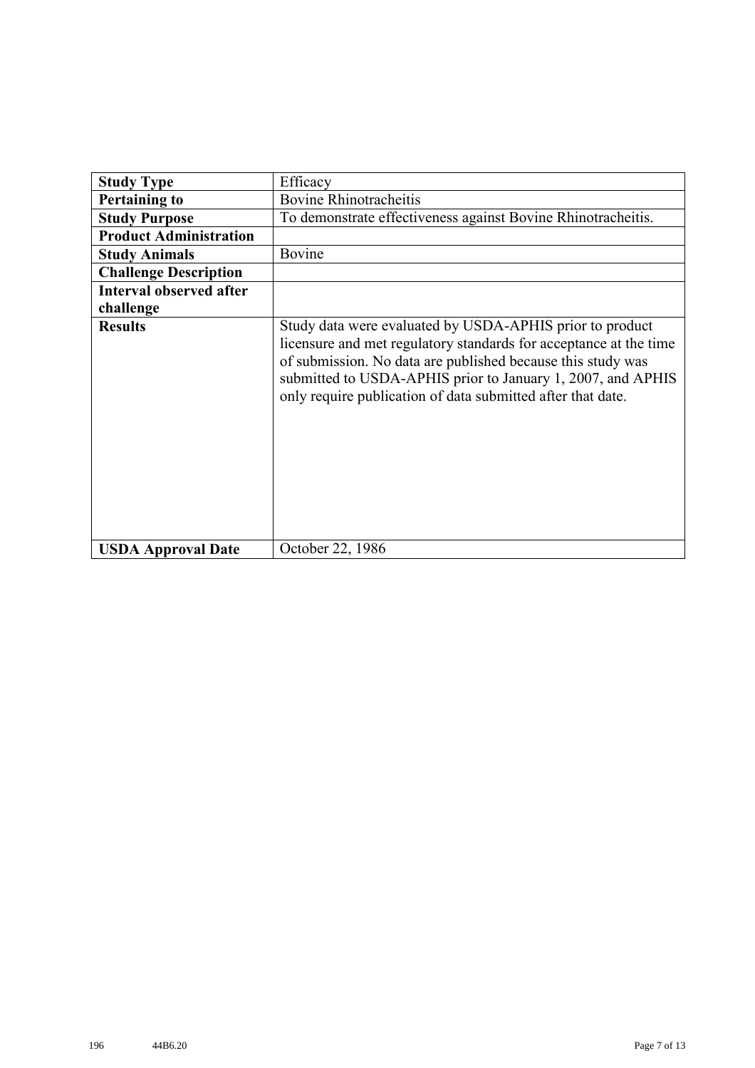| **Study Type** | Efficacy |
|---|---|
| **Pertaining to** | Bovine Rhinotracheitis |
| **Study Purpose** | To demonstrate effectiveness against Bovine Rhinotracheitis. |
| **Product Administration** | |
| **Study Animals** | Bovine |
| **Challenge Description** | |
| **Interval observed after challenge** | |
| **Results** | Study data were evaluated by USDA-APHIS prior to product licensure and met regulatory standards for acceptance at the time of submission. No data are published because this study was submitted to USDA-APHIS prior to January 1, 2007, and APHIS only require publication of data submitted after that date. |
| **USDA Approval Date** | October 22, 1986 |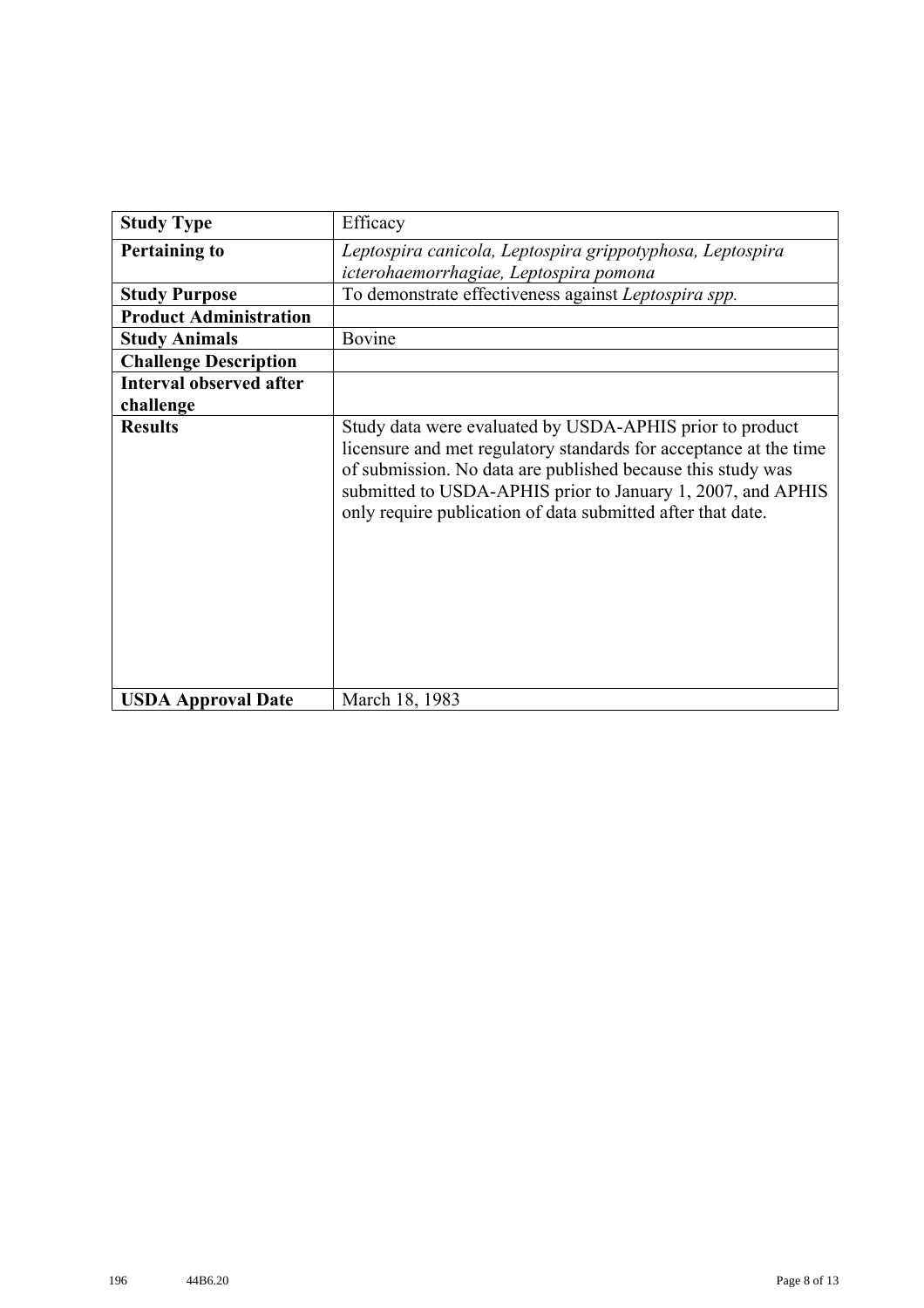| **Study Type** | Efficacy |
|---|---|
| **Pertaining to** | *Leptospira canicola, Leptospira grippotyphosa, Leptospira icterohaemorrhagiae, Leptospira pomona* |
| **Study Purpose** | To demonstrate effectiveness against *Leptospira spp.* |
| **Product Administration** | |
| **Study Animals** | Bovine |
| **Challenge Description** | |
| **Interval observed after challenge** | |
| **Results** | Study data were evaluated by USDA-APHIS prior to product licensure and met regulatory standards for acceptance at the time of submission. No data are published because this study was submitted to USDA-APHIS prior to January 1, 2007, and APHIS only require publication of data submitted after that date. |
| **USDA Approval Date** | March 18, 1983 |

196 44B6.20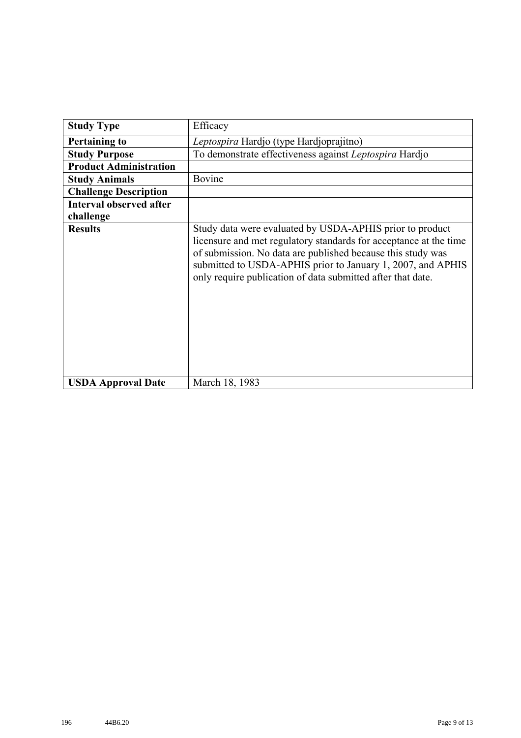| Study Type | Efficacy |
|---|---|
| **Pertaining to** | *Leptospira* Hardjo (type Hardjoprajitno) |
| **Study Purpose** | To demonstrate effectiveness against *Leptospira* Hardjo |
| **Product Administration** | |
| **Study Animals** | Bovine |
| **Challenge Description** | |
| **Interval observed after challenge** | |
| **Results** | Study data were evaluated by USDA-APHIS prior to product licensure and met regulatory standards for acceptance at the time of submission. No data are published because this study was submitted to USDA-APHIS prior to January 1, 2007, and APHIS only require publication of data submitted after that date. |
| **USDA Approval Date** | March 18, 1983 |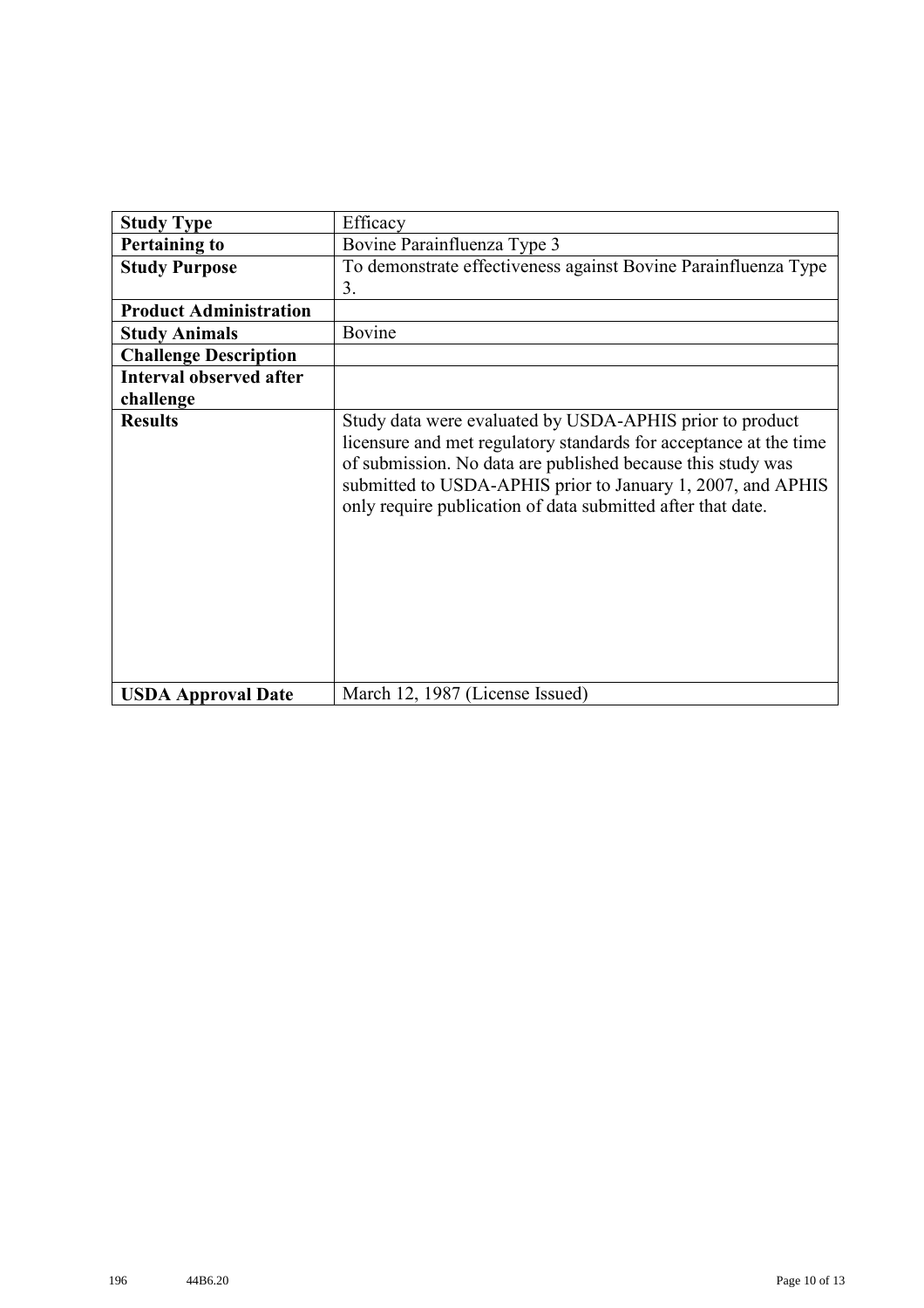| **Study Type** | Efficacy |
|---|---|
| **Pertaining to** | Bovine Parainfluenza Type 3 |
| **Study Purpose** | To demonstrate effectiveness against Bovine Parainfluenza Type 3. |
| **Product Administration** | |
| **Study Animals** | Bovine |
| **Challenge Description** | |
| **Interval observed after challenge** | |
| **Results** | Study data were evaluated by USDA-APHIS prior to product licensure and met regulatory standards for acceptance at the time of submission. No data are published because this study was submitted to USDA-APHIS prior to January 1, 2007, and APHIS only require publication of data submitted after that date. |
| **USDA Approval Date** | March 12, 1987 (License Issued) |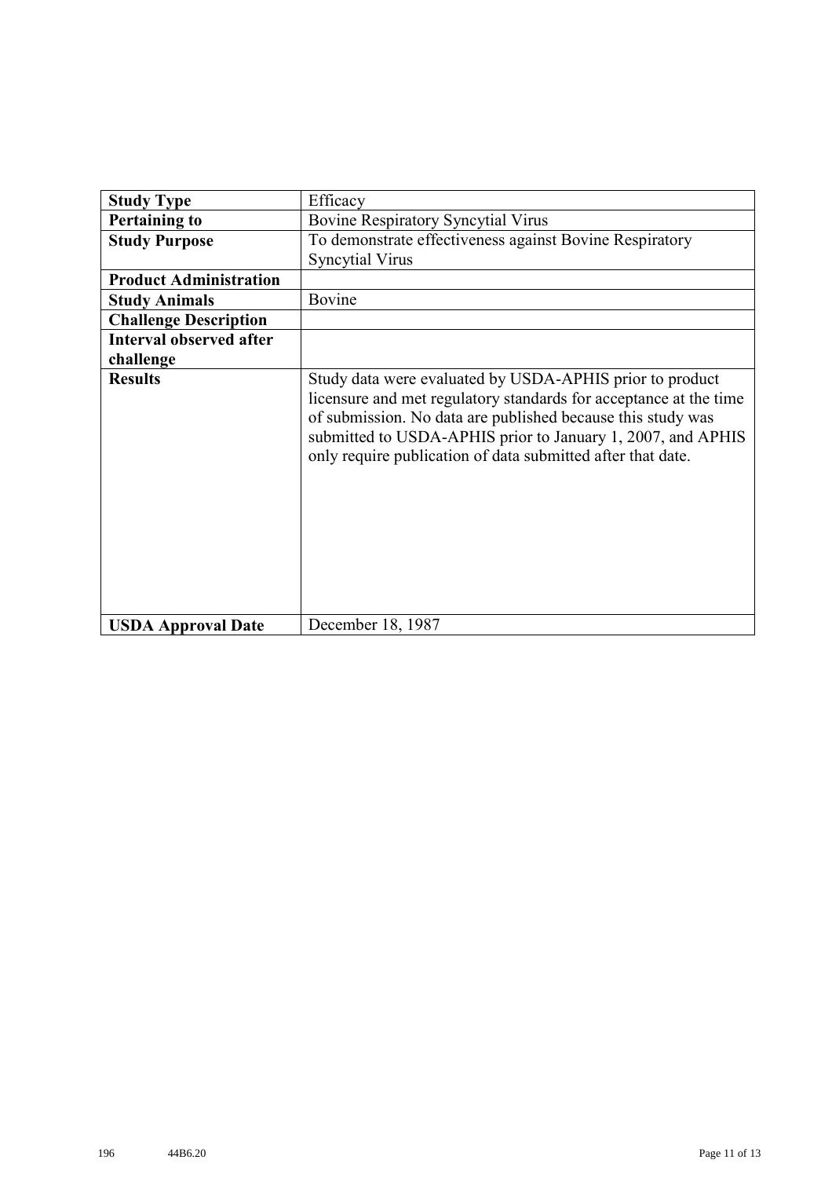| **Study Type** | Efficacy |
|---|---|
| **Pertaining to** | Bovine Respiratory Syncytial Virus |
| **Study Purpose** | To demonstrate effectiveness against Bovine Respiratory Syncytial Virus |
| **Product Administration** | |
| **Study Animals** | Bovine |
| **Challenge Description** | |
| **Interval observed after challenge** | |
| **Results** | Study data were evaluated by USDA-APHIS prior to product licensure and met regulatory standards for acceptance at the time of submission. No data are published because this study was submitted to USDA-APHIS prior to January 1, 2007, and APHIS only require publication of data submitted after that date. |
| **USDA Approval Date** | December 18, 1987 |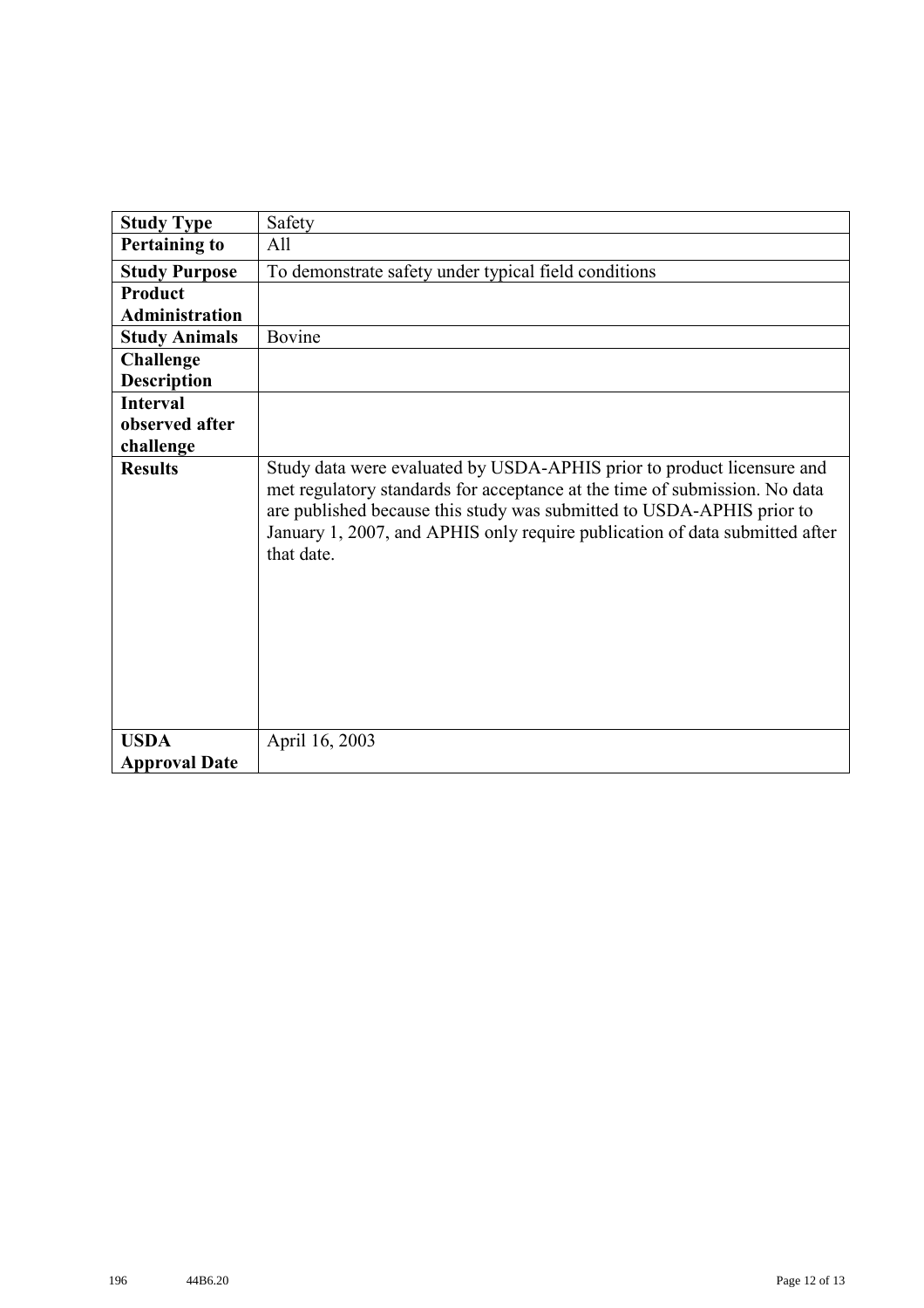| **Study Type** | Safety |
|---|---|
| **Pertaining to** | All |
| **Study Purpose** | To demonstrate safety under typical field conditions |
| **Product Administration** | |
| **Study Animals** | Bovine |
| **Challenge Description** | |
| **Interval observed after challenge** | |
| **Results** | Study data were evaluated by USDA-APHIS prior to product licensure and met regulatory standards for acceptance at the time of submission. No data are published because this study was submitted to USDA-APHIS prior to January 1, 2007, and APHIS only require publication of data submitted after that date. |
| **USDA Approval Date** | April 16, 2003 |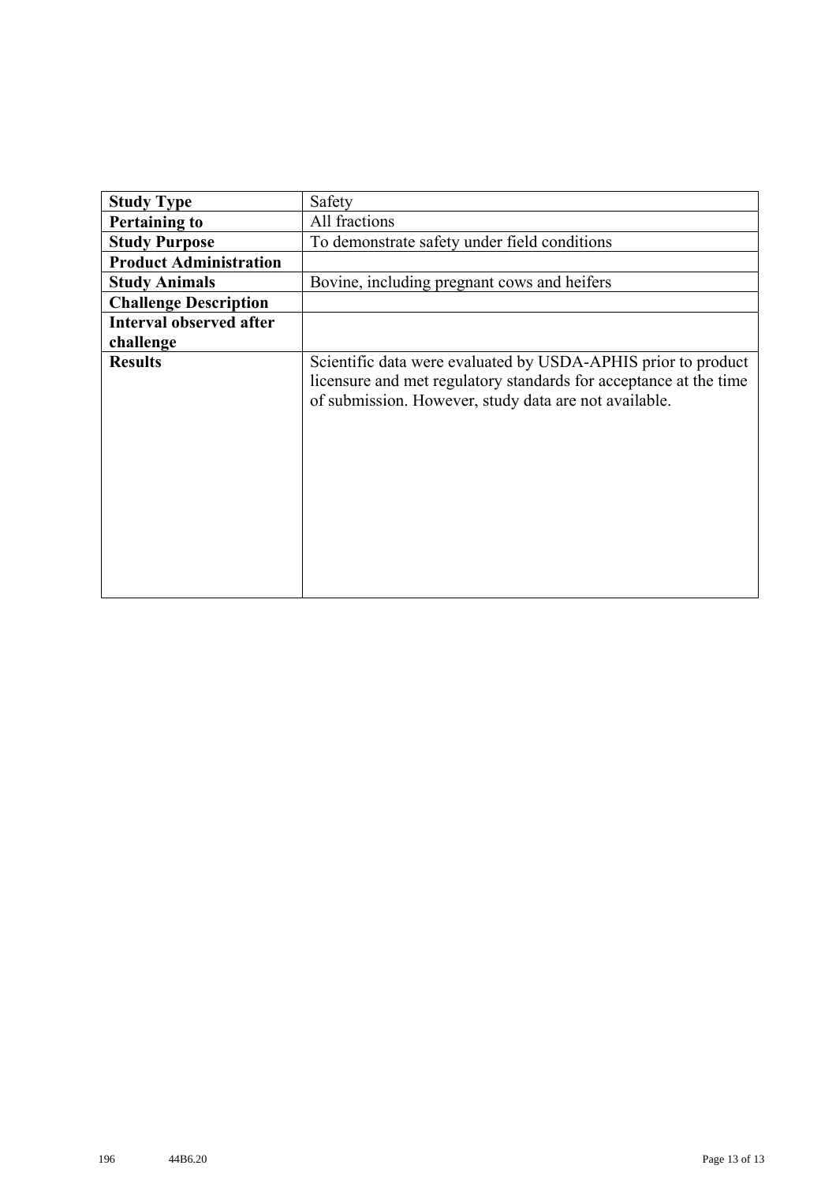| | |
|---|---|
| **Study Type** | Safety |
| **Pertaining to** | All fractions |
| **Study Purpose** | To demonstrate safety under field conditions |
| **Product Administration** | |
| **Study Animals** | Bovine, including pregnant cows and heifers |
| **Challenge Description** | |
| **Interval observed after challenge** | |
| **Results** | Scientific data were evaluated by USDA-APHIS prior to product licensure and met regulatory standards for acceptance at the time of submission. However, study data are not available. |